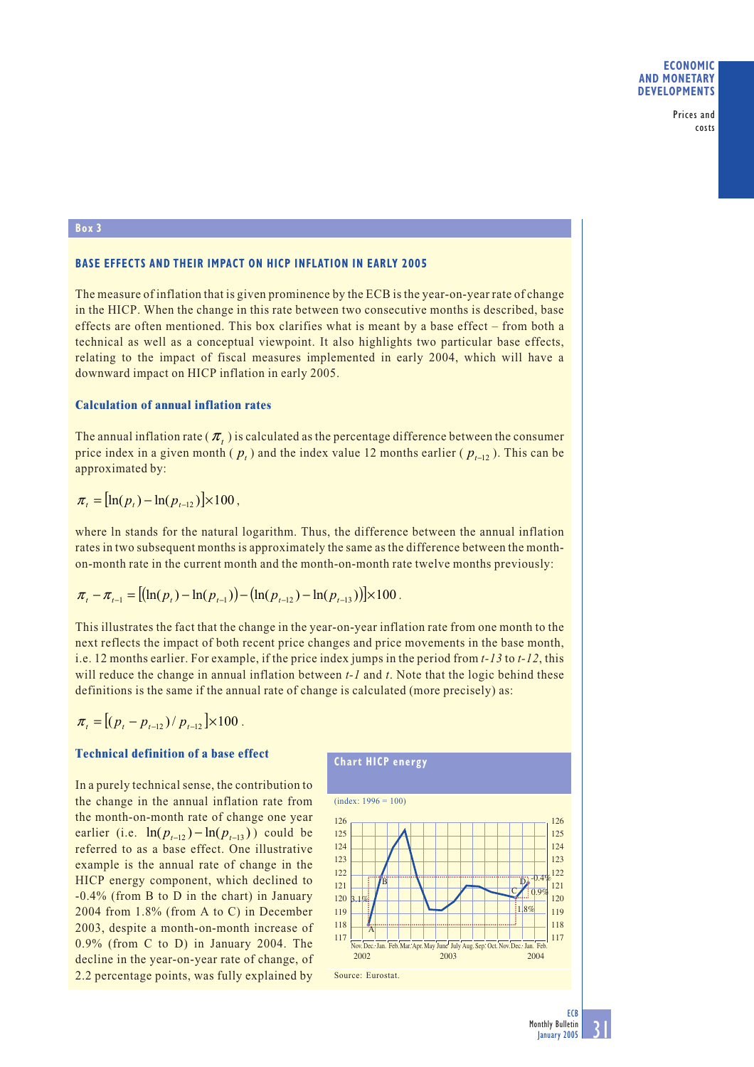## Box 3

### BASE EFFECTS AND THEIR IMPACT ON HICP INFLATION IN EARLY 2005

The measure of inflation that is given prominence by the ECB is the year-on-year rate of change in the HICP. When the change in this rate between two consecutive months is described, base effects are often mentioned. This box clarifies what is meant by a base effect – from both a technical as well as a conceptual viewpoint. It also highlights two particular base effects, relating to the impact of fiscal measures implemented in early 2004, which will have a downward impact on HICP inflation in early 2005.

#### Calculation of annual inflation rates

The annual inflation rate ( $\pi_t$ ) is calculated as the percentage difference between the consumer price index in a given month ( $p_t$ ) and the index value 12 months earlier ( $p_{t-12}$ ). This can be approximated by:

$$\pi_t = [\ln(p_t) - \ln(p_{t-12})] \times 100,$$

where ln stands for the natural logarithm. Thus, the difference between the annual inflation rates in two subsequent months is approximately the same as the difference between the month-on-month rate in the current month and the month-on-month rate twelve months previously:

$$\pi_t - \pi_{t-1} = [(\ln(p_t) - \ln(p_{t-1})) - (\ln(p_{t-12}) - \ln(p_{t-13}))] \times 100.$$

This illustrates the fact that the change in the year-on-year inflation rate from one month to the next reflects the impact of both recent price changes and price movements in the base month, i.e. 12 months earlier. For example, if the price index jumps in the period from *t-13* to *t-12*, this will reduce the change in annual inflation between *t-1* and *t*. Note that the logic behind these definitions is the same if the annual rate of change is calculated (more precisely) as:

$$\pi_t = [(p_t - p_{t-12}) / p_{t-12}] \times 100.$$

#### Technical definition of a base effect

In a purely technical sense, the contribution to the change in the annual inflation rate from the month-on-month rate of change one year earlier (i.e. $\ln(p_{t-12}) - \ln(p_{t-13})$ ) could be referred to as a base effect. One illustrative example is the annual rate of change in the HICP energy component, which declined to -0.4% (from B to D in the chart) in January 2004 from 1.8% (from A to C) in December 2003, despite a month-on-month increase of 0.9% (from C to D) in January 2004. The decline in the year-on-year rate of change, of 2.2 percentage points, was fully explained by

**Chart HICP energy**

(index: 1996 = 100)

Source: Eurostat.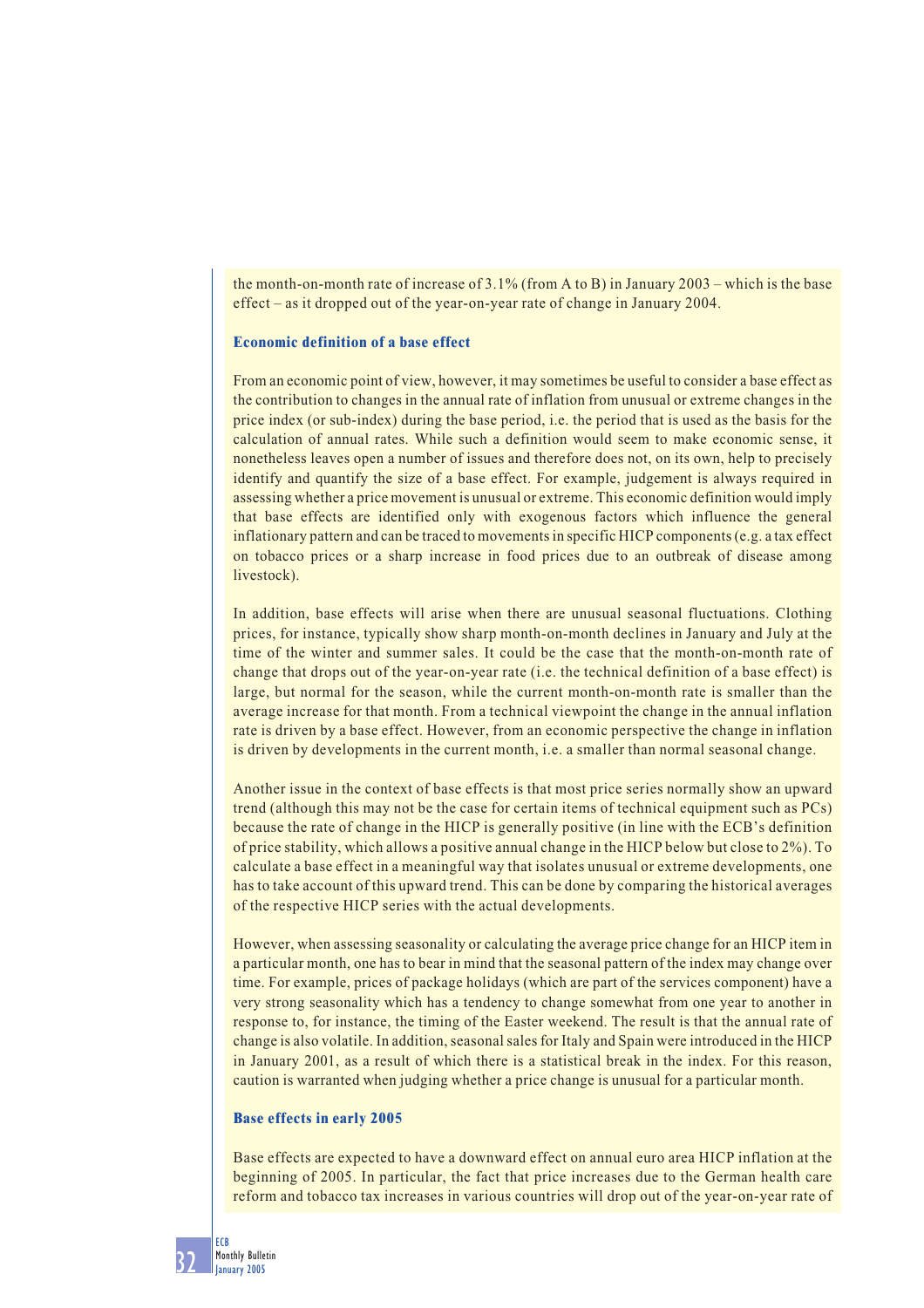the month-on-month rate of increase of 3.1% (from A to B) in January 2003 – which is the base effect – as it dropped out of the year-on-year rate of change in January 2004.

### Economic definition of a base effect

From an economic point of view, however, it may sometimes be useful to consider a base effect as the contribution to changes in the annual rate of inflation from unusual or extreme changes in the price index (or sub-index) during the base period, i.e. the period that is used as the basis for the calculation of annual rates. While such a definition would seem to make economic sense, it nonetheless leaves open a number of issues and therefore does not, on its own, help to precisely identify and quantify the size of a base effect. For example, judgement is always required in assessing whether a price movement is unusual or extreme. This economic definition would imply that base effects are identified only with exogenous factors which influence the general inflationary pattern and can be traced to movements in specific HICP components (e.g. a tax effect on tobacco prices or a sharp increase in food prices due to an outbreak of disease among livestock).

In addition, base effects will arise when there are unusual seasonal fluctuations. Clothing prices, for instance, typically show sharp month-on-month declines in January and July at the time of the winter and summer sales. It could be the case that the month-on-month rate of change that drops out of the year-on-year rate (i.e. the technical definition of a base effect) is large, but normal for the season, while the current month-on-month rate is smaller than the average increase for that month. From a technical viewpoint the change in the annual inflation rate is driven by a base effect. However, from an economic perspective the change in inflation is driven by developments in the current month, i.e. a smaller than normal seasonal change.

Another issue in the context of base effects is that most price series normally show an upward trend (although this may not be the case for certain items of technical equipment such as PCs) because the rate of change in the HICP is generally positive (in line with the ECB's definition of price stability, which allows a positive annual change in the HICP below but close to 2%). To calculate a base effect in a meaningful way that isolates unusual or extreme developments, one has to take account of this upward trend. This can be done by comparing the historical averages of the respective HICP series with the actual developments.

However, when assessing seasonality or calculating the average price change for an HICP item in a particular month, one has to bear in mind that the seasonal pattern of the index may change over time. For example, prices of package holidays (which are part of the services component) have a very strong seasonality which has a tendency to change somewhat from one year to another in response to, for instance, the timing of the Easter weekend. The result is that the annual rate of change is also volatile. In addition, seasonal sales for Italy and Spain were introduced in the HICP in January 2001, as a result of which there is a statistical break in the index. For this reason, caution is warranted when judging whether a price change is unusual for a particular month.

### Base effects in early 2005

Base effects are expected to have a downward effect on annual euro area HICP inflation at the beginning of 2005. In particular, the fact that price increases due to the German health care reform and tobacco tax increases in various countries will drop out of the year-on-year rate of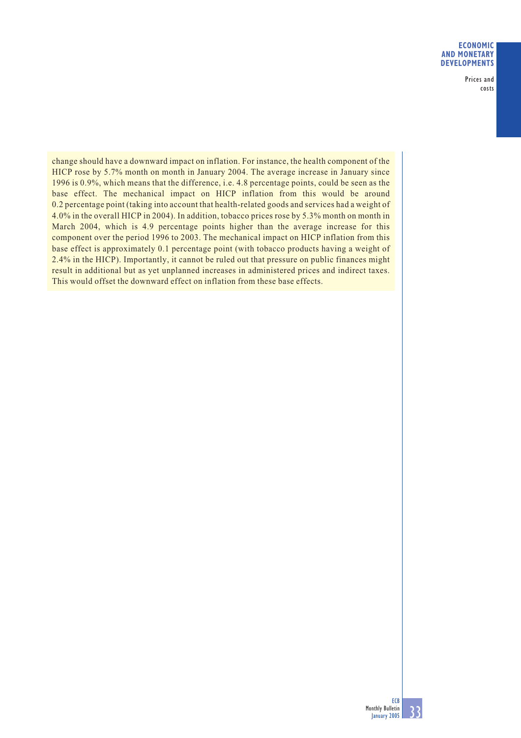change should have a downward impact on inflation. For instance, the health component of the HICP rose by 5.7% month on month in January 2004. The average increase in January since 1996 is 0.9%, which means that the difference, i.e. 4.8 percentage points, could be seen as the base effect. The mechanical impact on HICP inflation from this would be around 0.2 percentage point (taking into account that health-related goods and services had a weight of 4.0% in the overall HICP in 2004). In addition, tobacco prices rose by 5.3% month on month in March 2004, which is 4.9 percentage points higher than the average increase for this component over the period 1996 to 2003. The mechanical impact on HICP inflation from this base effect is approximately 0.1 percentage point (with tobacco products having a weight of 2.4% in the HICP). Importantly, it cannot be ruled out that pressure on public finances might result in additional but as yet unplanned increases in administered prices and indirect taxes. This would offset the downward effect on inflation from these base effects.